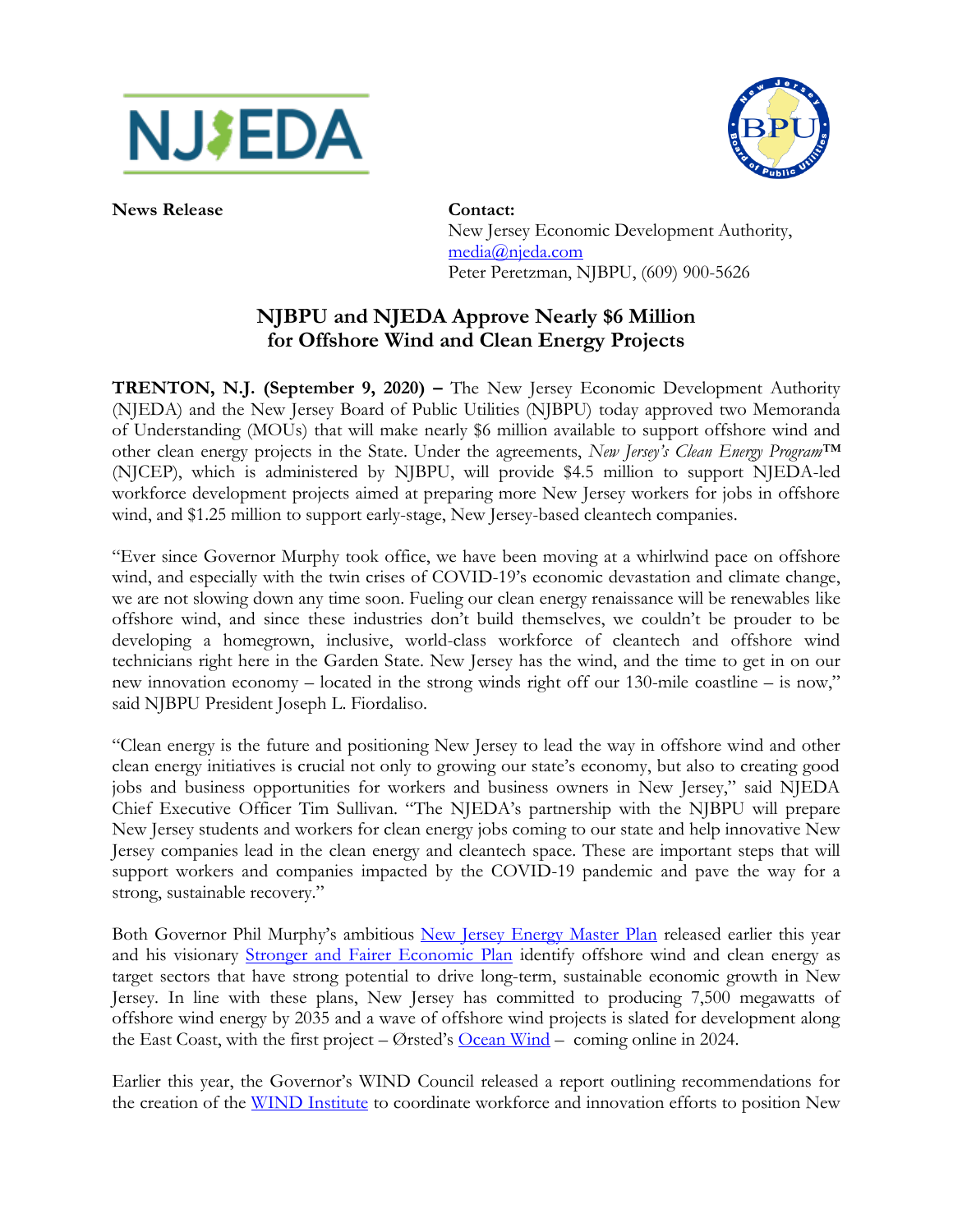**News Release**

**Contact:**
New Jersey Economic Development Authority,
media@njeda.com
Peter Peretzman, NJBPU, (609) 900-5626

# NJBPU and NJEDA Approve Nearly $6 Million for Offshore Wind and Clean Energy Projects

**TRENTON, N.J. (September 9, 2020) –** The New Jersey Economic Development Authority (NJEDA) and the New Jersey Board of Public Utilities (NJBPU) today approved two Memoranda of Understanding (MOUs) that will make nearly $6 million available to support offshore wind and other clean energy projects in the State. Under the agreements, *New Jersey's Clean Energy Program*™ (NJCEP), which is administered by NJBPU, will provide $4.5 million to support NJEDA-led workforce development projects aimed at preparing more New Jersey workers for jobs in offshore wind, and $1.25 million to support early-stage, New Jersey-based cleantech companies.

"Ever since Governor Murphy took office, we have been moving at a whirlwind pace on offshore wind, and especially with the twin crises of COVID-19's economic devastation and climate change, we are not slowing down any time soon. Fueling our clean energy renaissance will be renewables like offshore wind, and since these industries don't build themselves, we couldn't be prouder to be developing a homegrown, inclusive, world-class workforce of cleantech and offshore wind technicians right here in the Garden State. New Jersey has the wind, and the time to get in on our new innovation economy – located in the strong winds right off our 130-mile coastline – is now," said NJBPU President Joseph L. Fiordaliso.

"Clean energy is the future and positioning New Jersey to lead the way in offshore wind and other clean energy initiatives is crucial not only to growing our state's economy, but also to creating good jobs and business opportunities for workers and business owners in New Jersey," said NJEDA Chief Executive Officer Tim Sullivan. "The NJEDA's partnership with the NJBPU will prepare New Jersey students and workers for clean energy jobs coming to our state and help innovative New Jersey companies lead in the clean energy and cleantech space. These are important steps that will support workers and companies impacted by the COVID-19 pandemic and pave the way for a strong, sustainable recovery."

Both Governor Phil Murphy's ambitious New Jersey Energy Master Plan released earlier this year and his visionary Stronger and Fairer Economic Plan identify offshore wind and clean energy as target sectors that have strong potential to drive long-term, sustainable economic growth in New Jersey. In line with these plans, New Jersey has committed to producing 7,500 megawatts of offshore wind energy by 2035 and a wave of offshore wind projects is slated for development along the East Coast, with the first project – Ørsted's Ocean Wind – coming online in 2024.

Earlier this year, the Governor's WIND Council released a report outlining recommendations for the creation of the WIND Institute to coordinate workforce and innovation efforts to position New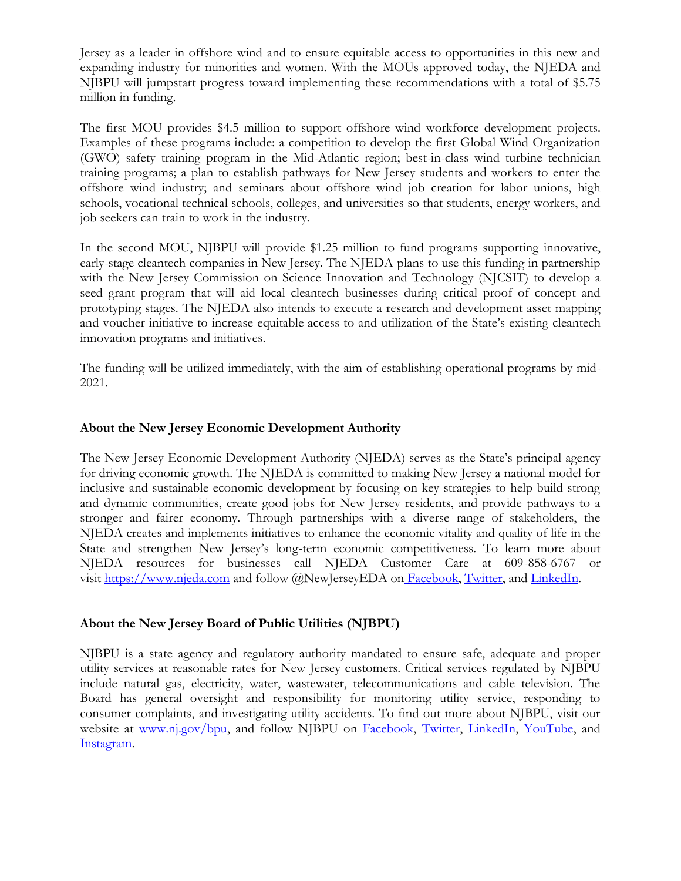Jersey as a leader in offshore wind and to ensure equitable access to opportunities in this new and expanding industry for minorities and women. With the MOUs approved today, the NJEDA and NJBPU will jumpstart progress toward implementing these recommendations with a total of $5.75 million in funding.

The first MOU provides $4.5 million to support offshore wind workforce development projects. Examples of these programs include: a competition to develop the first Global Wind Organization (GWO) safety training program in the Mid-Atlantic region; best-in-class wind turbine technician training programs; a plan to establish pathways for New Jersey students and workers to enter the offshore wind industry; and seminars about offshore wind job creation for labor unions, high schools, vocational technical schools, colleges, and universities so that students, energy workers, and job seekers can train to work in the industry.

In the second MOU, NJBPU will provide $1.25 million to fund programs supporting innovative, early-stage cleantech companies in New Jersey. The NJEDA plans to use this funding in partnership with the New Jersey Commission on Science Innovation and Technology (NJCSIT) to develop a seed grant program that will aid local cleantech businesses during critical proof of concept and prototyping stages. The NJEDA also intends to execute a research and development asset mapping and voucher initiative to increase equitable access to and utilization of the State's existing cleantech innovation programs and initiatives.

The funding will be utilized immediately, with the aim of establishing operational programs by mid-2021.

**About the New Jersey Economic Development Authority**

The New Jersey Economic Development Authority (NJEDA) serves as the State's principal agency for driving economic growth. The NJEDA is committed to making New Jersey a national model for inclusive and sustainable economic development by focusing on key strategies to help build strong and dynamic communities, create good jobs for New Jersey residents, and provide pathways to a stronger and fairer economy. Through partnerships with a diverse range of stakeholders, the NJEDA creates and implements initiatives to enhance the economic vitality and quality of life in the State and strengthen New Jersey's long-term economic competitiveness. To learn more about NJEDA resources for businesses call NJEDA Customer Care at 609-858-6767 or visit https://www.njeda.com and follow @NewJerseyEDA on Facebook, Twitter, and LinkedIn.

**About the New Jersey Board of Public Utilities (NJBPU)**

NJBPU is a state agency and regulatory authority mandated to ensure safe, adequate and proper utility services at reasonable rates for New Jersey customers. Critical services regulated by NJBPU include natural gas, electricity, water, wastewater, telecommunications and cable television. The Board has general oversight and responsibility for monitoring utility service, responding to consumer complaints, and investigating utility accidents. To find out more about NJBPU, visit our website at www.nj.gov/bpu, and follow NJBPU on Facebook, Twitter, LinkedIn, YouTube, and Instagram.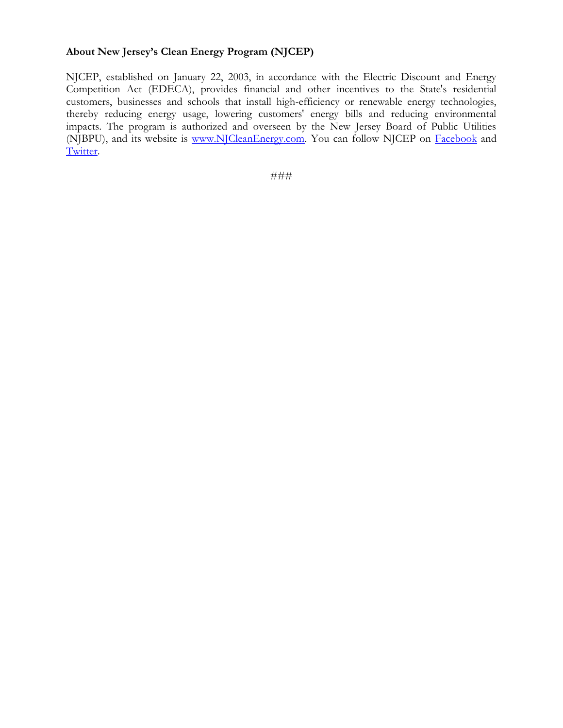**About New Jersey's Clean Energy Program (NJCEP)**

NJCEP, established on January 22, 2003, in accordance with the Electric Discount and Energy Competition Act (EDECA), provides financial and other incentives to the State's residential customers, businesses and schools that install high-efficiency or renewable energy technologies, thereby reducing energy usage, lowering customers' energy bills and reducing environmental impacts. The program is authorized and overseen by the New Jersey Board of Public Utilities (NJBPU), and its website is www.NJCleanEnergy.com. You can follow NJCEP on Facebook and Twitter.

###